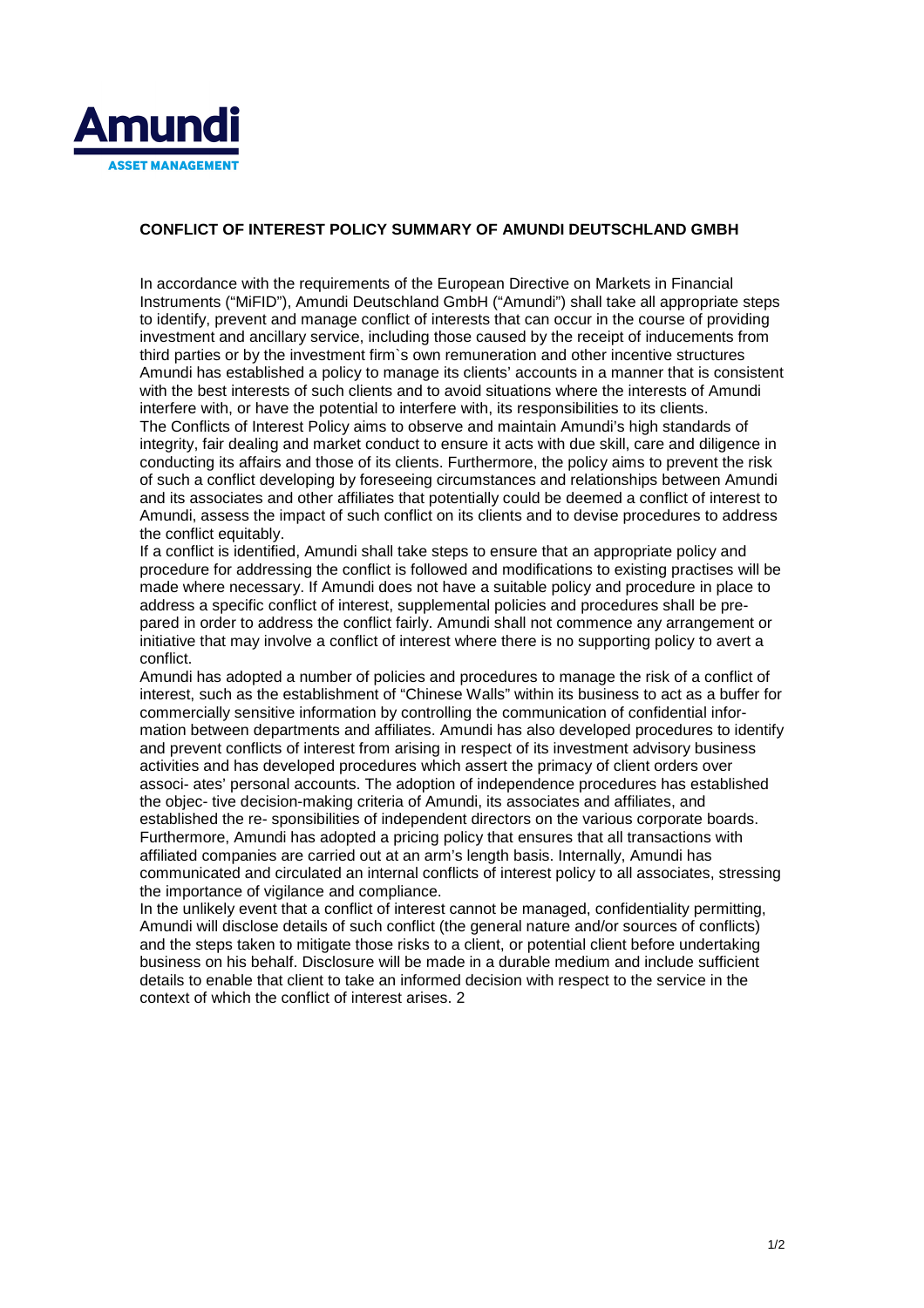**CONFLICT OF INTEREST POLICY SUMMARY OF AMUNDI DEUTSCHLAND GMBH**

In accordance with the requirements of the European Directive on Markets in Financial Instruments ("MiFID"), Amundi Deutschland GmbH ("Amundi") shall take all appropriate steps to identify, prevent and manage conflict of interests that can occur in the course of providing investment and ancillary service, including those caused by the receipt of inducements from third parties or by the investment firm`s own remuneration and other incentive structures Amundi has established a policy to manage its clients' accounts in a manner that is consistent with the best interests of such clients and to avoid situations where the interests of Amundi interfere with, or have the potential to interfere with, its responsibilities to its clients.
The Conflicts of Interest Policy aims to observe and maintain Amundi's high standards of integrity, fair dealing and market conduct to ensure it acts with due skill, care and diligence in conducting its affairs and those of its clients. Furthermore, the policy aims to prevent the risk of such a conflict developing by foreseeing circumstances and relationships between Amundi and its associates and other affiliates that potentially could be deemed a conflict of interest to Amundi, assess the impact of such conflict on its clients and to devise procedures to address the conflict equitably.
If a conflict is identified, Amundi shall take steps to ensure that an appropriate policy and procedure for addressing the conflict is followed and modifications to existing practises will be made where necessary. If Amundi does not have a suitable policy and procedure in place to address a specific conflict of interest, supplemental policies and procedures shall be prepared in order to address the conflict fairly. Amundi shall not commence any arrangement or initiative that may involve a conflict of interest where there is no supporting policy to avert a conflict.
Amundi has adopted a number of policies and procedures to manage the risk of a conflict of interest, such as the establishment of "Chinese Walls" within its business to act as a buffer for commercially sensitive information by controlling the communication of confidential information between departments and affiliates. Amundi has also developed procedures to identify and prevent conflicts of interest from arising in respect of its investment advisory business activities and has developed procedures which assert the primacy of client orders over associates' personal accounts. The adoption of independence procedures has established the objective decision-making criteria of Amundi, its associates and affiliates, and established the responsibilities of independent directors on the various corporate boards. Furthermore, Amundi has adopted a pricing policy that ensures that all transactions with affiliated companies are carried out at an arm's length basis. Internally, Amundi has communicated and circulated an internal conflicts of interest policy to all associates, stressing the importance of vigilance and compliance.
In the unlikely event that a conflict of interest cannot be managed, confidentiality permitting, Amundi will disclose details of such conflict (the general nature and/or sources of conflicts) and the steps taken to mitigate those risks to a client, or potential client before undertaking business on his behalf. Disclosure will be made in a durable medium and include sufficient details to enable that client to take an informed decision with respect to the service in the context of which the conflict of interest arises. 2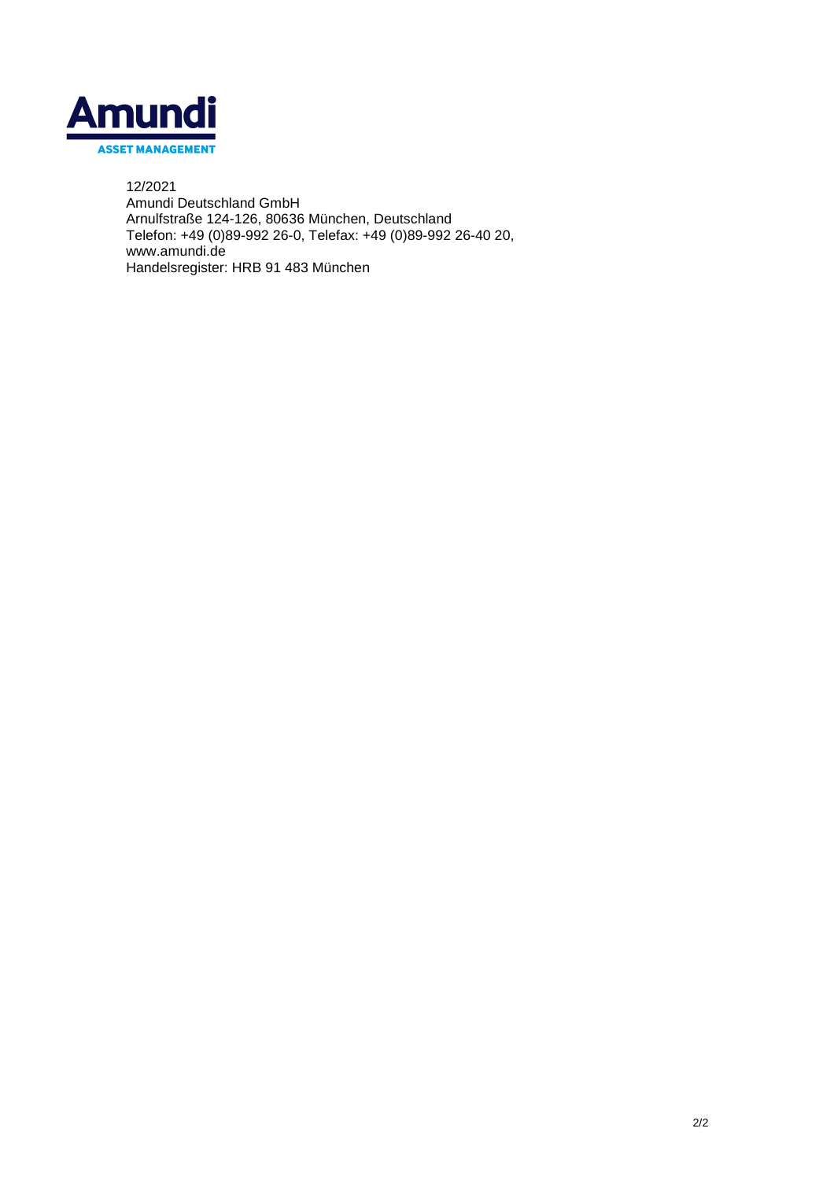12/2021
Amundi Deutschland GmbH
Arnulfstraße 124-126, 80636 München, Deutschland
Telefon: +49 (0)89-992 26-0, Telefax: +49 (0)89-992 26-40 20,
www.amundi.de
Handelsregister: HRB 91 483 München